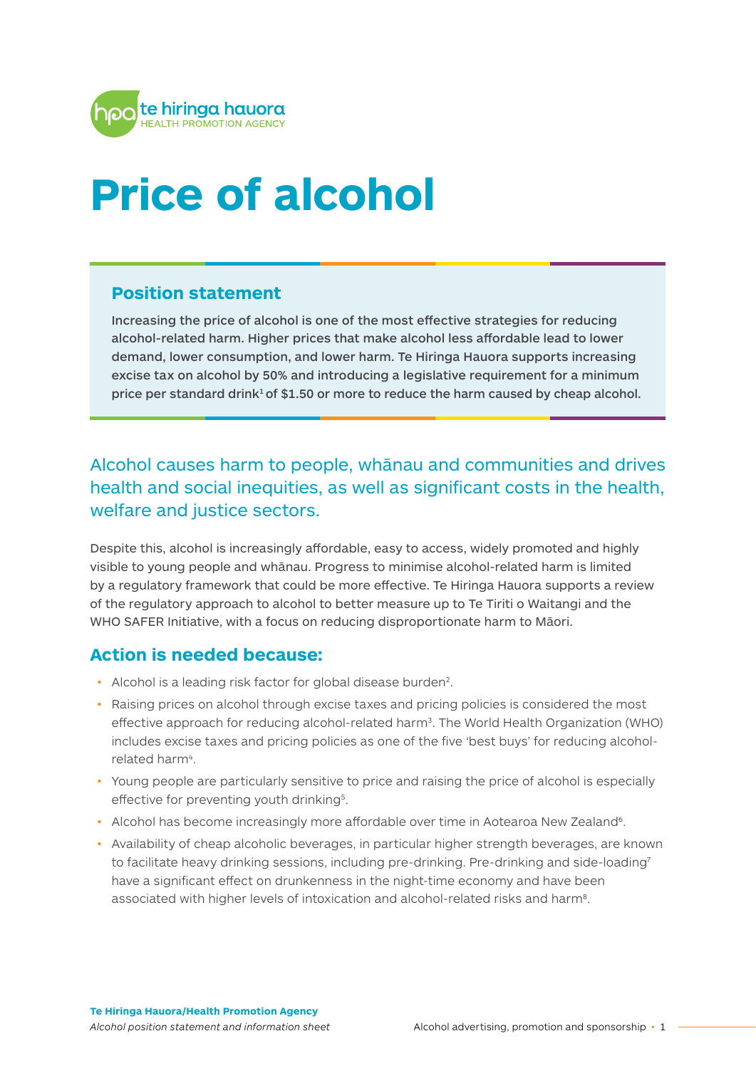te hiringa hauora
HEALTH PROMOTION AGENCY

# Price of alcohol

## Position statement

**Increasing the price of alcohol is one of the most effective strategies for reducing alcohol-related harm. Higher prices that make alcohol less affordable lead to lower demand, lower consumption, and lower harm. Te Hiringa Hauora supports increasing excise tax on alcohol by 50% and introducing a legislative requirement for a minimum price per standard drink[1] of $1.50 or more to reduce the harm caused by cheap alcohol.**

Alcohol causes harm to people, whānau and communities and drives health and social inequities, as well as significant costs in the health, welfare and justice sectors.

Despite this, alcohol is increasingly affordable, easy to access, widely promoted and highly visible to young people and whānau. Progress to minimise alcohol-related harm is limited by a regulatory framework that could be more effective. Te Hiringa Hauora supports a review of the regulatory approach to alcohol to better measure up to Te Tiriti o Waitangi and the WHO SAFER Initiative, with a focus on reducing disproportionate harm to Māori.

## Action is needed because:

- Alcohol is a leading risk factor for global disease burden[2].
- Raising prices on alcohol through excise taxes and pricing policies is considered the most effective approach for reducing alcohol-related harm[3]. The World Health Organization (WHO) includes excise taxes and pricing policies as one of the five 'best buys' for reducing alcohol-related harm[4].
- Young people are particularly sensitive to price and raising the price of alcohol is especially effective for preventing youth drinking[5].
- Alcohol has become increasingly more affordable over time in Aotearoa New Zealand[6].
- Availability of cheap alcoholic beverages, in particular higher strength beverages, are known to facilitate heavy drinking sessions, including pre-drinking. Pre-drinking and side-loading[7] have a significant effect on drunkenness in the night-time economy and have been associated with higher levels of intoxication and alcohol-related risks and harm[8].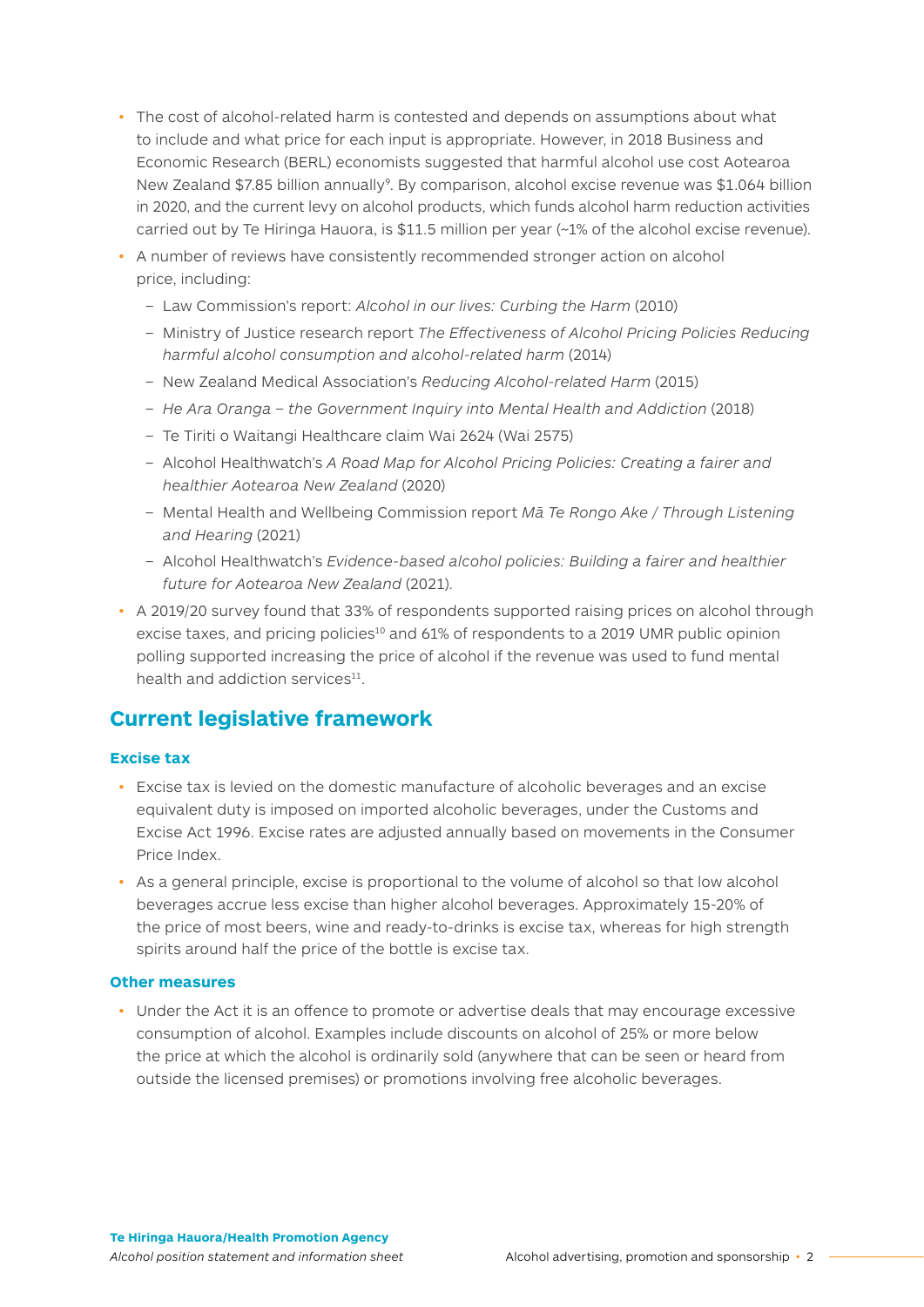- The cost of alcohol-related harm is contested and depends on assumptions about what to include and what price for each input is appropriate. However, in 2018 Business and Economic Research (BERL) economists suggested that harmful alcohol use cost Aotearoa New Zealand $7.85 billion annually[9]. By comparison, alcohol excise revenue was $1.064 billion in 2020, and the current levy on alcohol products, which funds alcohol harm reduction activities carried out by Te Hiringa Hauora, is $11.5 million per year (~1% of the alcohol excise revenue).
- A number of reviews have consistently recommended stronger action on alcohol price, including:
  - Law Commission's report: *Alcohol in our lives: Curbing the Harm* (2010)
  - Ministry of Justice research report *The Effectiveness of Alcohol Pricing Policies Reducing harmful alcohol consumption and alcohol-related harm* (2014)
  - New Zealand Medical Association's *Reducing Alcohol-related Harm* (2015)
  - *He Ara Oranga – the Government Inquiry into Mental Health and Addiction* (2018)
  - Te Tiriti o Waitangi Healthcare claim Wai 2624 (Wai 2575)
  - Alcohol Healthwatch's *A Road Map for Alcohol Pricing Policies: Creating a fairer and healthier Aotearoa New Zealand* (2020)
  - Mental Health and Wellbeing Commission report *Mā Te Rongo Ake / Through Listening and Hearing* (2021)
  - Alcohol Healthwatch's *Evidence-based alcohol policies: Building a fairer and healthier future for Aotearoa New Zealand* (2021).
- A 2019/20 survey found that 33% of respondents supported raising prices on alcohol through excise taxes, and pricing policies[10] and 61% of respondents to a 2019 UMR public opinion polling supported increasing the price of alcohol if the revenue was used to fund mental health and addiction services[11].

## Current legislative framework

### Excise tax

- Excise tax is levied on the domestic manufacture of alcoholic beverages and an excise equivalent duty is imposed on imported alcoholic beverages, under the Customs and Excise Act 1996. Excise rates are adjusted annually based on movements in the Consumer Price Index.
- As a general principle, excise is proportional to the volume of alcohol so that low alcohol beverages accrue less excise than higher alcohol beverages. Approximately 15-20% of the price of most beers, wine and ready-to-drinks is excise tax, whereas for high strength spirits around half the price of the bottle is excise tax.

### Other measures

- Under the Act it is an offence to promote or advertise deals that may encourage excessive consumption of alcohol. Examples include discounts on alcohol of 25% or more below the price at which the alcohol is ordinarily sold (anywhere that can be seen or heard from outside the licensed premises) or promotions involving free alcoholic beverages.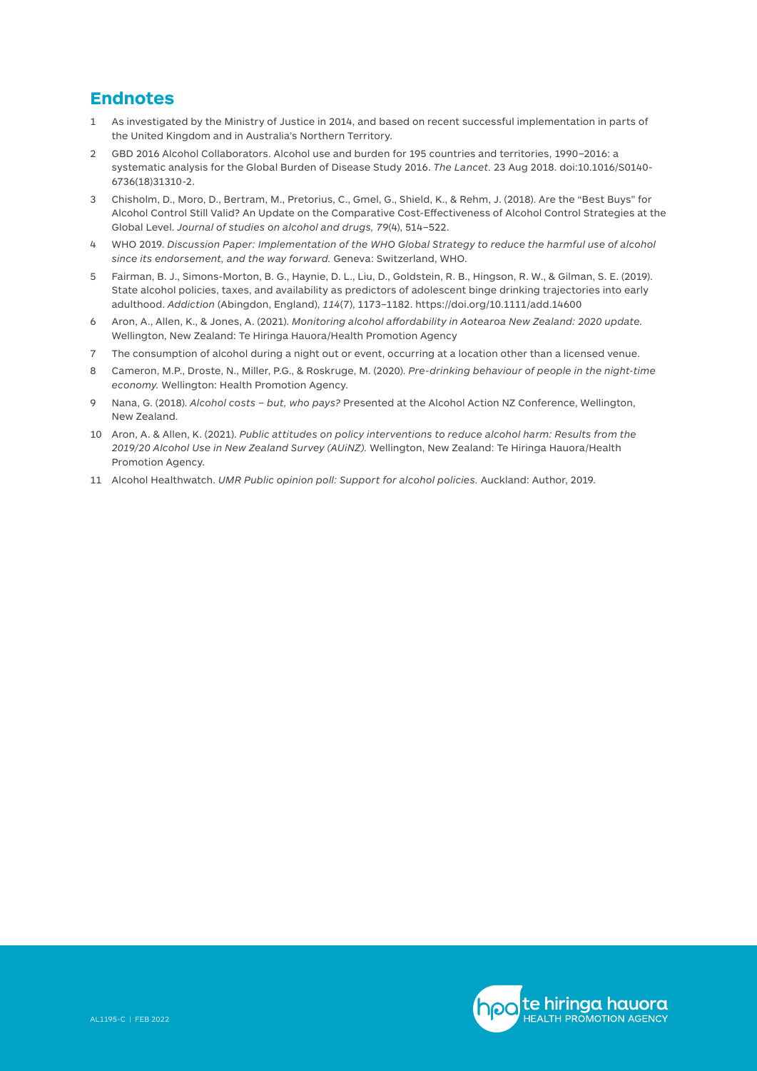## Endnotes

1. As investigated by the Ministry of Justice in 2014, and based on recent successful implementation in parts of the United Kingdom and in Australia's Northern Territory.
2. GBD 2016 Alcohol Collaborators. Alcohol use and burden for 195 countries and territories, 1990–2016: a systematic analysis for the Global Burden of Disease Study 2016. *The Lancet.* 23 Aug 2018. doi:10.1016/S0140-6736(18)31310-2.
3. Chisholm, D., Moro, D., Bertram, M., Pretorius, C., Gmel, G., Shield, K., & Rehm, J. (2018). Are the "Best Buys" for Alcohol Control Still Valid? An Update on the Comparative Cost-Effectiveness of Alcohol Control Strategies at the Global Level. *Journal of studies on alcohol and drugs, 79*(4), 514–522.
4. WHO 2019. *Discussion Paper: Implementation of the WHO Global Strategy to reduce the harmful use of alcohol since its endorsement, and the way forward.* Geneva: Switzerland, WHO.
5. Fairman, B. J., Simons-Morton, B. G., Haynie, D. L., Liu, D., Goldstein, R. B., Hingson, R. W., & Gilman, S. E. (2019). State alcohol policies, taxes, and availability as predictors of adolescent binge drinking trajectories into early adulthood. *Addiction* (Abingdon, England), *114*(7), 1173–1182. https://doi.org/10.1111/add.14600
6. Aron, A., Allen, K., & Jones, A. (2021). *Monitoring alcohol affordability in Aotearoa New Zealand: 2020 update.* Wellington, New Zealand: Te Hiringa Hauora/Health Promotion Agency
7. The consumption of alcohol during a night out or event, occurring at a location other than a licensed venue.
8. Cameron, M.P., Droste, N., Miller, P.G., & Roskruge, M. (2020). *Pre-drinking behaviour of people in the night-time economy.* Wellington: Health Promotion Agency.
9. Nana, G. (2018). *Alcohol costs – but, who pays?* Presented at the Alcohol Action NZ Conference, Wellington, New Zealand.
10. Aron, A. & Allen, K. (2021). *Public attitudes on policy interventions to reduce alcohol harm: Results from the 2019/20 Alcohol Use in New Zealand Survey (AUiNZ).* Wellington, New Zealand: Te Hiringa Hauora/Health Promotion Agency.
11. Alcohol Healthwatch. *UMR Public opinion poll: Support for alcohol policies.* Auckland: Author, 2019.

AL1195-C | FEB 2022

hpa te hiringa hauora
HEALTH PROMOTION AGENCY